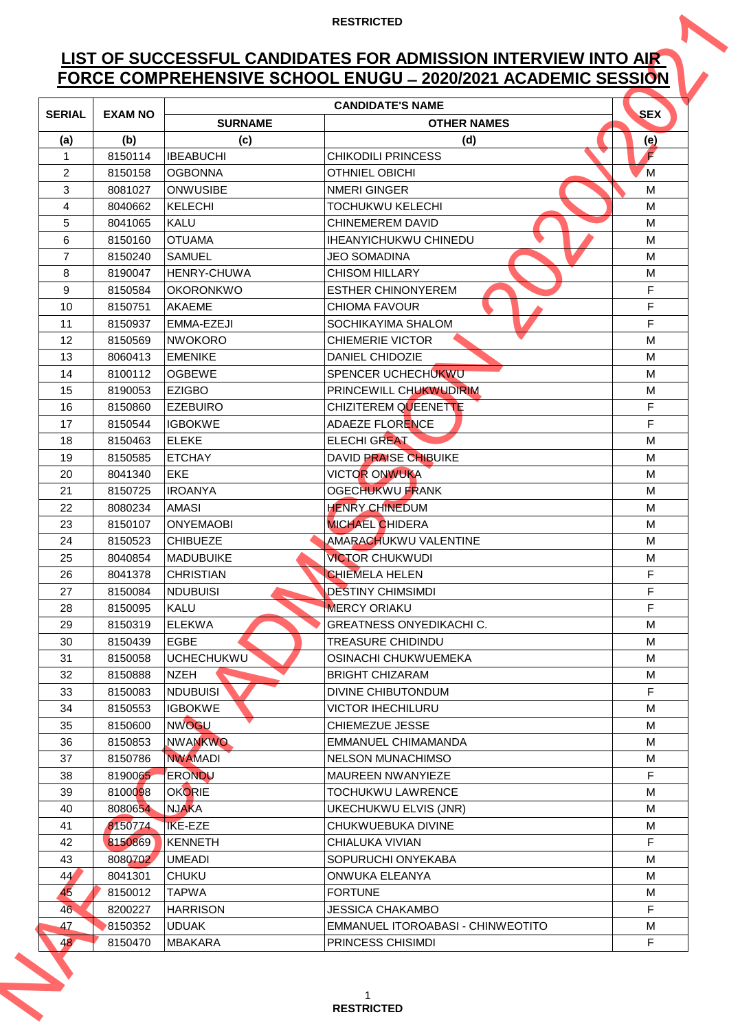RESTRICTED

# LIST OF SUCCESSFUL CANDIDATES FOR ADMISSION INTERVIEW INTO AIR FORCE COMPREHENSIVE SCHOOL ENUGU – 2020/2021 ACADEMIC SESSION

| SERIAL | EXAM NO | CANDIDATE'S NAME | | SEX |
|---|---|---|---|---|
| | | SURNAME | OTHER NAMES | |
| (a) | (b) | (c) | (d) | (e) |
| 1 | 8150114 | IBEABUCHI | CHIKODILI PRINCESS | F |
| 2 | 8150158 | OGBONNA | OTHNIEL OBICHI | M |
| 3 | 8081027 | ONWUSIBE | NMERI GINGER | M |
| 4 | 8040662 | KELECHI | TOCHUKWU KELECHI | M |
| 5 | 8041065 | KALU | CHINEMEREM DAVID | M |
| 6 | 8150160 | OTUAMA | IHEANYICHUKWU CHINEDU | M |
| 7 | 8150240 | SAMUEL | JEO SOMADINA | M |
| 8 | 8190047 | HENRY-CHUWA | CHISOM HILLARY | M |
| 9 | 8150584 | OKORONKWO | ESTHER CHINONYEREM | F |
| 10 | 8150751 | AKAEME | CHIOMA FAVOUR | F |
| 11 | 8150937 | EMMA-EZEJI | SOCHIKAYIMA SHALOM | F |
| 12 | 8150569 | NWOKORO | CHIEMERIE VICTOR | M |
| 13 | 8060413 | EMENIKE | DANIEL CHIDOZIE | M |
| 14 | 8100112 | OGBEWE | SPENCER UCHECHUKWU | M |
| 15 | 8190053 | EZIGBO | PRINCEWILL CHUKWUDIRIM | M |
| 16 | 8150860 | EZEBUIRO | CHIZITEREM QUEENETTE | F |
| 17 | 8150544 | IGBOKWE | ADAEZE FLORENCE | F |
| 18 | 8150463 | ELEKE | ELECHI GREAT | M |
| 19 | 8150585 | ETCHAY | DAVID PRAISE CHIBUIKE | M |
| 20 | 8041340 | EKE | VICTOR ONWUKA | M |
| 21 | 8150725 | IROANYA | OGECHUKWU FRANK | M |
| 22 | 8080234 | AMASI | HENRY CHINEDUM | M |
| 23 | 8150107 | ONYEMAOBI | MICHAEL CHIDERA | M |
| 24 | 8150523 | CHIBUEZE | AMARACHUKWU VALENTINE | M |
| 25 | 8040854 | MADUBUIKE | VICTOR CHUKWUDI | M |
| 26 | 8041378 | CHRISTIAN | CHIEMELA HELEN | F |
| 27 | 8150084 | NDUBUISI | DESTINY CHIMSIMDI | F |
| 28 | 8150095 | KALU | MERCY ORIAKU | F |
| 29 | 8150319 | ELEKWA | GREATNESS ONYEDIKACHI C. | M |
| 30 | 8150439 | EGBE | TREASURE CHIDINDU | M |
| 31 | 8150058 | UCHECHUKWU | OSINACHI CHUKWUEMEKA | M |
| 32 | 8150888 | NZEH | BRIGHT CHIZARAM | M |
| 33 | 8150083 | NDUBUISI | DIVINE CHIBUTONDUM | F |
| 34 | 8150553 | IGBOKWE | VICTOR IHECHILURU | M |
| 35 | 8150600 | NWOGU | CHIEMEZUE JESSE | M |
| 36 | 8150853 | NWANKWO | EMMANUEL CHIMAMANDA | M |
| 37 | 8150786 | NWAMADI | NELSON MUNACHIMSO | M |
| 38 | 8190065 | ERONDU | MAUREEN NWANYIEZE | F |
| 39 | 8100098 | OKORIE | TOCHUKWU LAWRENCE | M |
| 40 | 8080654 | NJAKA | UKECHUKWU ELVIS (JNR) | M |
| 41 | 8150774 | IKE-EZE | CHUKWUEBUKA DIVINE | M |
| 42 | 8150869 | KENNETH | CHIALUKA VIVIAN | F |
| 43 | 8080702 | UMEADI | SOPURUCHI ONYEKABA | M |
| 44 | 8041301 | CHUKU | ONWUKA ELEANYA | M |
| 45 | 8150012 | TAPWA | FORTUNE | M |
| 46 | 8200227 | HARRISON | JESSICA CHAKAMBO | F |
| 47 | 8150352 | UDUAK | EMMANUEL ITOROABASI - CHINWEOTITO | M |
| 48 | 8150470 | MBAKARA | PRINCESS CHISIMDI | F |

RESTRICTED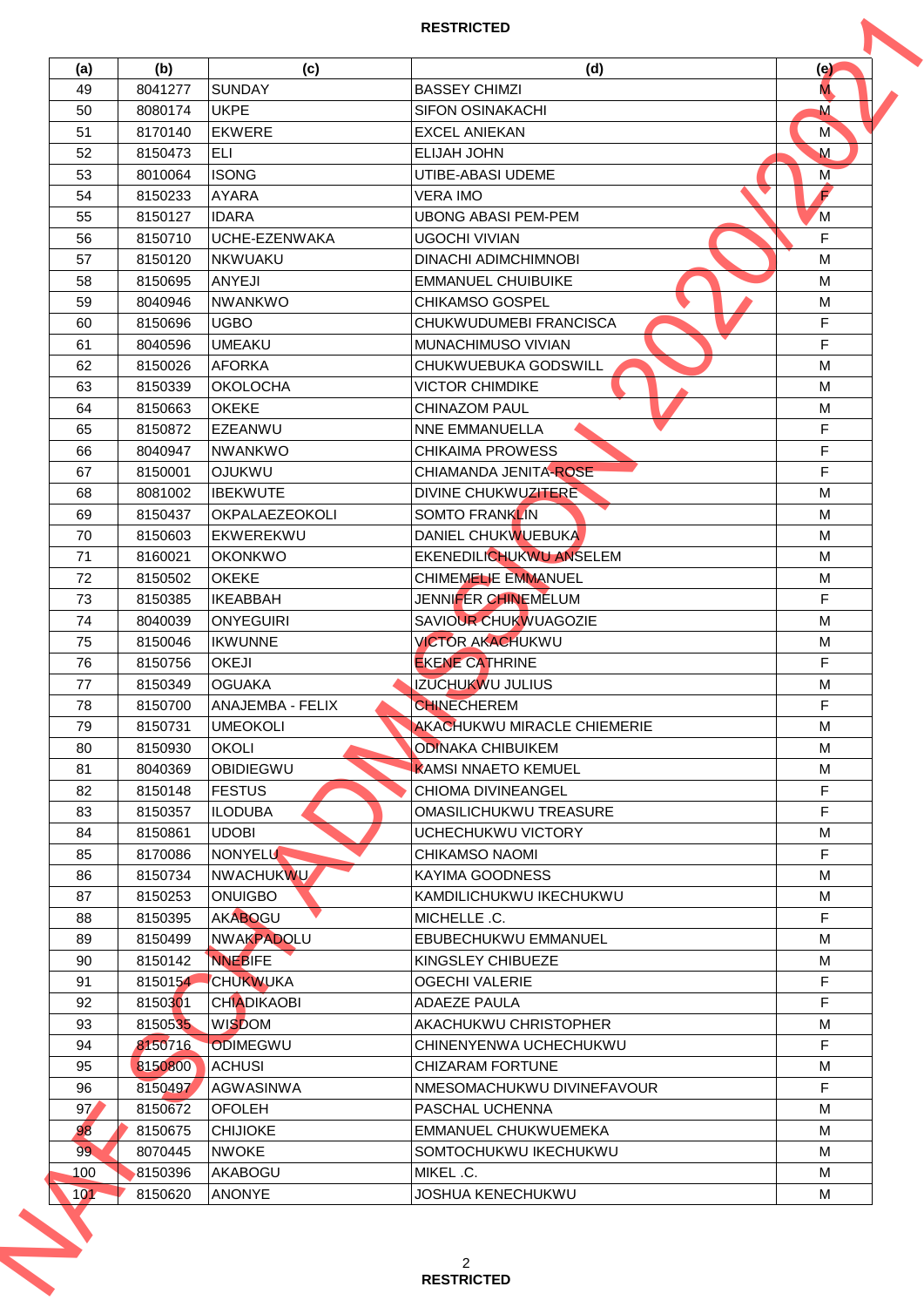**RESTRICTED**

| (a) | (b) | (c) | (d) | (e) |
|---|---|---|---|---|
| 49 | 8041277 | SUNDAY | BASSEY CHIMZI | M |
| 50 | 8080174 | UKPE | SIFON OSINAKACHI | M |
| 51 | 8170140 | EKWERE | EXCEL ANIEKAN | M |
| 52 | 8150473 | ELI | ELIJAH JOHN | M |
| 53 | 8010064 | ISONG | UTIBE-ABASI UDEME | M |
| 54 | 8150233 | AYARA | VERA IMO | F |
| 55 | 8150127 | IDARA | UBONG ABASI PEM-PEM | M |
| 56 | 8150710 | UCHE-EZENWAKA | UGOCHI VIVIAN | F |
| 57 | 8150120 | NKWUAKU | DINACHI ADIMCHIMNOBI | M |
| 58 | 8150695 | ANYEJI | EMMANUEL CHUIBUIKE | M |
| 59 | 8040946 | NWANKWO | CHIKAMSO GOSPEL | M |
| 60 | 8150696 | UGBO | CHUKWUDUMEBI FRANCISCA | F |
| 61 | 8040596 | UMEAKU | MUNACHIMUSO VIVIAN | F |
| 62 | 8150026 | AFORKA | CHUKWUEBUKA GODSWILL | M |
| 63 | 8150339 | OKOLOCHA | VICTOR CHIMDIKE | M |
| 64 | 8150663 | OKEKE | CHINAZOM PAUL | M |
| 65 | 8150872 | EZEANWU | NNE EMMANUELLA | F |
| 66 | 8040947 | NWANKWO | CHIKAIMA PROWESS | F |
| 67 | 8150001 | OJUKWU | CHIAMANDA JENITA-ROSE | F |
| 68 | 8081002 | IBEKWUTE | DIVINE CHUKWUZITERE | M |
| 69 | 8150437 | OKPALAEZEOKOLI | SOMTO FRANKLIN | M |
| 70 | 8150603 | EKWEREKWU | DANIEL CHUKWUEBUKA | M |
| 71 | 8160021 | OKONKWO | EKENEDILICHUKWU ANSELEM | M |
| 72 | 8150502 | OKEKE | CHIMEMELIE EMMANUEL | M |
| 73 | 8150385 | IKEABBAH | JENNIFER CHINEMELUM | F |
| 74 | 8040039 | ONYEGUIRI | SAVIOUR CHUKWUAGOZIE | M |
| 75 | 8150046 | IKWUNNE | VICTOR AKACHUKWU | M |
| 76 | 8150756 | OKEJI | EKENE CATHRINE | F |
| 77 | 8150349 | OGUAKA | IZUCHUKWU JULIUS | M |
| 78 | 8150700 | ANAJEMBA - FELIX | CHINECHEREM | F |
| 79 | 8150731 | UMEOKOLI | AKACHUKWU MIRACLE CHIEMERIE | M |
| 80 | 8150930 | OKOLI | ODINAKA CHIBUIKEM | M |
| 81 | 8040369 | OBIDIEGWU | KAMSI NNAETO KEMUEL | M |
| 82 | 8150148 | FESTUS | CHIOMA DIVINEANGEL | F |
| 83 | 8150357 | ILODUBA | OMASILICHUKWU TREASURE | F |
| 84 | 8150861 | UDOBI | UCHECHUKWU VICTORY | M |
| 85 | 8170086 | NONYELU | CHIKAMSO NAOMI | F |
| 86 | 8150734 | NWACHUKWU | KAYIMA GOODNESS | M |
| 87 | 8150253 | ONUIGBO | KAMDILICHUKWU IKECHUKWU | M |
| 88 | 8150395 | AKABOGU | MICHELLE .C. | F |
| 89 | 8150499 | NWAKPADOLU | EBUBECHUKWU EMMANUEL | M |
| 90 | 8150142 | NNEBIFE | KINGSLEY CHIBUEZE | M |
| 91 | 8150154 | CHUKWUKA | OGECHI VALERIE | F |
| 92 | 8150301 | CHIADIKAOBI | ADAEZE PAULA | F |
| 93 | 8150535 | WISDOM | AKACHUKWU CHRISTOPHER | M |
| 94 | 8150716 | ODIMEGWU | CHINENYENWA UCHECHUKWU | F |
| 95 | 8150800 | ACHUSI | CHIZARAM FORTUNE | M |
| 96 | 8150497 | AGWASINWA | NMESOMACHUKWU DIVINEFAVOUR | F |
| 97 | 8150672 | OFOLEH | PASCHAL UCHENNA | M |
| 98 | 8150675 | CHIJIOKE | EMMANUEL CHUKWUEMEKA | M |
| 99 | 8070445 | NWOKE | SOMTOCHUKWU IKECHUKWU | M |
| 100 | 8150396 | AKABOGU | MIKEL .C. | M |
| 101 | 8150620 | ANONYE | JOSHUA KENECHUKWU | M |

**RESTRICTED**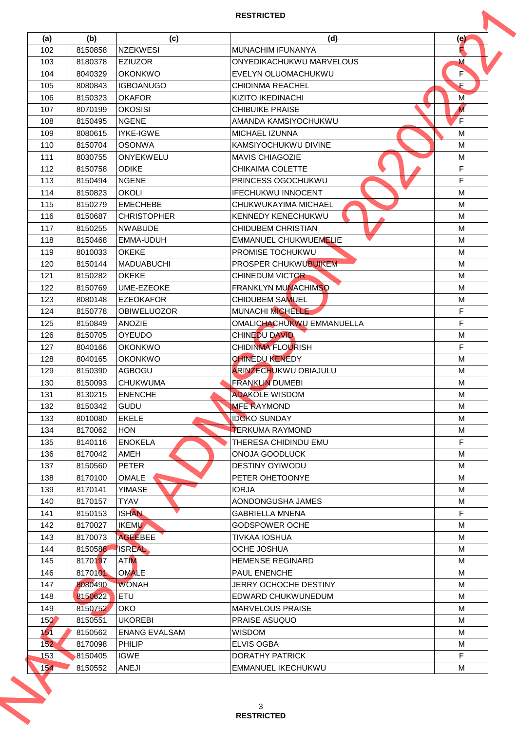RESTRICTED

| (a) | (b) | (c) | (d) | (e) |
|---|---|---|---|---|
| 102 | 8150858 | NZEKWESI | MUNACHIM IFUNANYA | F |
| 103 | 8180378 | EZIUZOR | ONYEDIKACHUKWU MARVELOUS | M |
| 104 | 8040329 | OKONKWO | EVELYN OLUOMACHUKWU | F |
| 105 | 8080843 | IGBOANUGO | CHIDINMA REACHEL | F |
| 106 | 8150323 | OKAFOR | KIZITO IKEDINACHI | M |
| 107 | 8070199 | OKOSISI | CHIBUIKE PRAISE | M |
| 108 | 8150495 | NGENE | AMANDA KAMSIYOCHUKWU | F |
| 109 | 8080615 | IYKE-IGWE | MICHAEL IZUNNA | M |
| 110 | 8150704 | OSONWA | KAMSIYOCHUKWU DIVINE | M |
| 111 | 8030755 | ONYEKWELU | MAVIS CHIAGOZIE | M |
| 112 | 8150758 | ODIKE | CHIKAIMA COLETTE | F |
| 113 | 8150494 | NGENE | PRINCESS OGOCHUKWU | F |
| 114 | 8150823 | OKOLI | IFECHUKWU INNOCENT | M |
| 115 | 8150279 | EMECHEBE | CHUKWUKAYIMA MICHAEL | M |
| 116 | 8150687 | CHRISTOPHER | KENNEDY KENECHUKWU | M |
| 117 | 8150255 | NWABUDE | CHIDUBEM CHRISTIAN | M |
| 118 | 8150468 | EMMA-UDUH | EMMANUEL CHUKWUEMELIE | M |
| 119 | 8010033 | OKEKE | PROMISE TOCHUKWU | M |
| 120 | 8150144 | MADUABUCHI | PROSPER CHUKWUBUIKEM | M |
| 121 | 8150282 | OKEKE | CHINEDUM VICTOR | M |
| 122 | 8150769 | UME-EZEOKE | FRANKLYN MUNACHIMSO | M |
| 123 | 8080148 | EZEOKAFOR | CHIDUBEM SAMUEL | M |
| 124 | 8150778 | OBIWELUOZOR | MUNACHI MICHELLE | F |
| 125 | 8150849 | ANOZIE | OMALICHACHUKWU EMMANUELLA | F |
| 126 | 8150705 | OYEUDO | CHINEDU DAVID | M |
| 127 | 8040166 | OKONKWO | CHIDINMA FLOURISH | F |
| 128 | 8040165 | OKONKWO | CHINEDU KENEDY | M |
| 129 | 8150390 | AGBOGU | ARINZECHUKWU OBIAJULU | M |
| 130 | 8150093 | CHUKWUMA | FRANKLIN DUMEBI | M |
| 131 | 8130215 | ENENCHE | ADAKOLE WISDOM | M |
| 132 | 8150342 | GUDU | MFE RAYMOND | M |
| 133 | 8010080 | EKELE | IDOKO SUNDAY | M |
| 134 | 8170062 | HON | TERKUMA RAYMOND | M |
| 135 | 8140116 | ENOKELA | THERESA CHIDINDU EMU | F |
| 136 | 8170042 | AMEH | ONOJA GOODLUCK | M |
| 137 | 8150560 | PETER | DESTINY OYIWODU | M |
| 138 | 8170100 | OMALE | PETER OHETOONYE | M |
| 139 | 8170141 | YIMASE | IORJA | M |
| 140 | 8170157 | TYAV | AONDONGUSHA JAMES | M |
| 141 | 8150153 | ISHAN | GABRIELLA MNENA | F |
| 142 | 8170027 | IKEMU | GODSPOWER OCHE | M |
| 143 | 8170073 | AGEEBEE | TIVKAA IOSHUA | M |
| 144 | 8150588 | ISREAL | OCHE JOSHUA | M |
| 145 | 8170197 | ATIM | HEMENSE REGINARD | M |
| 146 | 8170101 | OMALE | PAUL ENENCHE | M |
| 147 | 8080490 | WONAH | JERRY OCHOCHE DESTINY | M |
| 148 | 8150622 | ETU | EDWARD CHUKWUNEDUM | M |
| 149 | 8150752 | OKO | MARVELOUS PRAISE | M |
| 150 | 8150551 | UKOREBI | PRAISE ASUQUO | M |
| 151 | 8150562 | ENANG EVALSAM | WISDOM | M |
| 152 | 8170098 | PHILIP | ELVIS OGBA | M |
| 153 | 8150405 | IGWE | DORATHY PATRICK | F |
| 154 | 8150552 | ANEJI | EMMANUEL IKECHUKWU | M |

RESTRICTED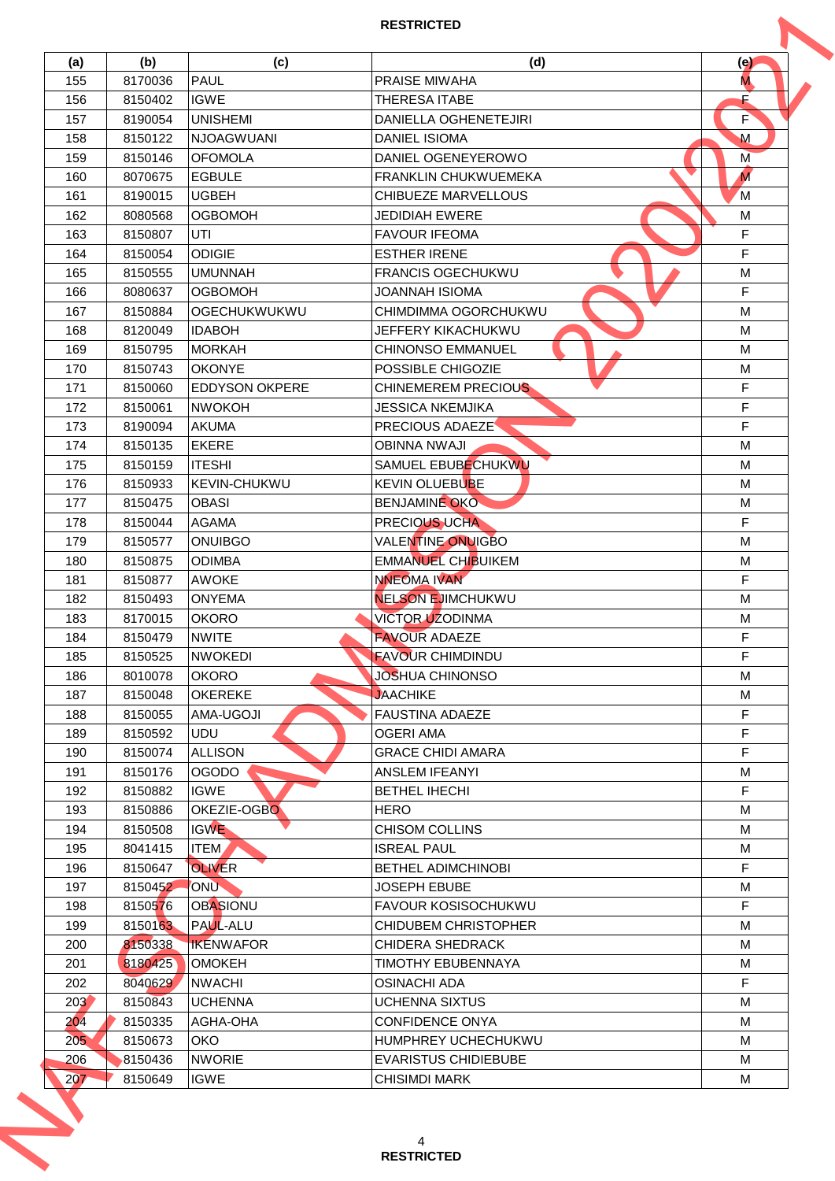RESTRICTED

| (a) | (b) | (c) | (d) | (e) |
|---|---|---|---|---|
| 155 | 8170036 | PAUL | PRAISE MIWAHA | M |
| 156 | 8150402 | IGWE | THERESA ITABE | F |
| 157 | 8190054 | UNISHEMI | DANIELLA OGHENETEJIRI | F |
| 158 | 8150122 | NJOAGWUANI | DANIEL ISIOMA | M |
| 159 | 8150146 | OFOMOLA | DANIEL OGENEYEROWO | M |
| 160 | 8070675 | EGBULE | FRANKLIN CHUKWUEMEKA | M |
| 161 | 8190015 | UGBEH | CHIBUEZE MARVELLOUS | M |
| 162 | 8080568 | OGBOMOH | JEDIDIAH EWERE | M |
| 163 | 8150807 | UTI | FAVOUR IFEOMA | F |
| 164 | 8150054 | ODIGIE | ESTHER IRENE | F |
| 165 | 8150555 | UMUNNAH | FRANCIS OGECHUKWU | M |
| 166 | 8080637 | OGBOMOH | JOANNAH ISIOMA | F |
| 167 | 8150884 | OGECHUKWUKWU | CHIMDIMMA OGORCHUKWU | M |
| 168 | 8120049 | IDABOH | JEFFERY KIKACHUKWU | M |
| 169 | 8150795 | MORKAH | CHINONSO EMMANUEL | M |
| 170 | 8150743 | OKONYE | POSSIBLE CHIGOZIE | M |
| 171 | 8150060 | EDDYSON OKPERE | CHINEMEREM PRECIOUS | F |
| 172 | 8150061 | NWOKOH | JESSICA NKEMJIKA | F |
| 173 | 8190094 | AKUMA | PRECIOUS ADAEZE | F |
| 174 | 8150135 | EKERE | OBINNA NWAJI | M |
| 175 | 8150159 | ITESHI | SAMUEL EBUBECHUKWU | M |
| 176 | 8150933 | KEVIN-CHUKWU | KEVIN OLUEBUBE | M |
| 177 | 8150475 | OBASI | BENJAMINE OKO | M |
| 178 | 8150044 | AGAMA | PRECIOUS UCHA | F |
| 179 | 8150577 | ONUIBGO | VALENTINE ONUIGBO | M |
| 180 | 8150875 | ODIMBA | EMMANUEL CHIBUIKEM | M |
| 181 | 8150877 | AWOKE | NNEOMA IVAN | F |
| 182 | 8150493 | ONYEMA | NELSON EJIMCHUKWU | M |
| 183 | 8170015 | OKORO | VICTOR UZODINMA | M |
| 184 | 8150479 | NWITE | FAVOUR ADAEZE | F |
| 185 | 8150525 | NWOKEDI | FAVOUR CHIMDINDU | F |
| 186 | 8010078 | OKORO | JOSHUA CHINONSO | M |
| 187 | 8150048 | OKEREKE | JAACHIKE | M |
| 188 | 8150055 | AMA-UGOJI | FAUSTINA ADAEZE | F |
| 189 | 8150592 | UDU | OGERI AMA | F |
| 190 | 8150074 | ALLISON | GRACE CHIDI AMARA | F |
| 191 | 8150176 | OGODO | ANSLEM IFEANYI | M |
| 192 | 8150882 | IGWE | BETHEL IHECHI | F |
| 193 | 8150886 | OKEZIE-OGBO | HERO | M |
| 194 | 8150508 | IGWE | CHISOM COLLINS | M |
| 195 | 8041415 | ITEM | ISREAL PAUL | M |
| 196 | 8150647 | OLIVER | BETHEL ADIMCHINOBI | F |
| 197 | 8150452 | ONU | JOSEPH EBUBE | M |
| 198 | 8150576 | OBASIONU | FAVOUR KOSISOCHUKWU | F |
| 199 | 8150163 | PAUL-ALU | CHIDUBEM CHRISTOPHER | M |
| 200 | 8150338 | IKENWAFOR | CHIDERA SHEDRACK | M |
| 201 | 8180425 | OMOKEH | TIMOTHY EBUBENNAYA | M |
| 202 | 8040629 | NWACHI | OSINACHI ADA | F |
| 203 | 8150843 | UCHENNA | UCHENNA SIXTUS | M |
| 204 | 8150335 | AGHA-OHA | CONFIDENCE ONYA | M |
| 205 | 8150673 | OKO | HUMPHREY UCHECHUKWU | M |
| 206 | 8150436 | NWORIE | EVARISTUS CHIDIEBUBE | M |
| 207 | 8150649 | IGWE | CHISIMDI MARK | M |

RESTRICTED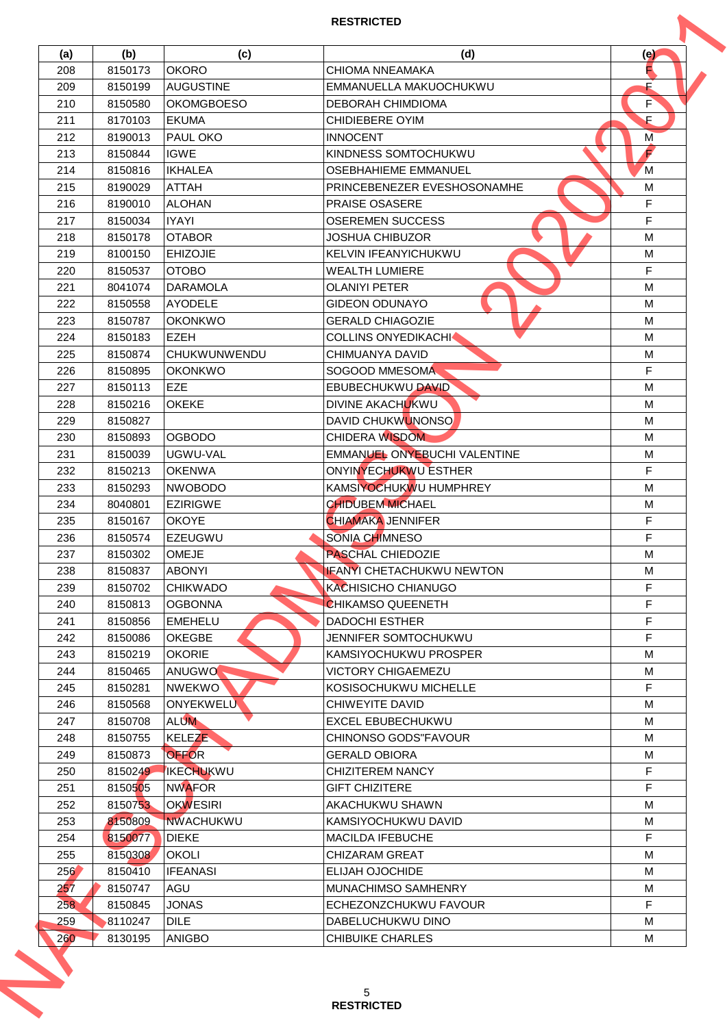| (a) | (b) | (c) | (d) | (e) |
|---|---|---|---|---|
| 208 | 8150173 | OKORO | CHIOMA NNEAMAKA | F |
| 209 | 8150199 | AUGUSTINE | EMMANUELLA MAKUOCHUKWU | F |
| 210 | 8150580 | OKOMGBOESO | DEBORAH CHIMDIOMA | F |
| 211 | 8170103 | EKUMA | CHIDIEBERE OYIM | F |
| 212 | 8190013 | PAUL OKO | INNOCENT | M |
| 213 | 8150844 | IGWE | KINDNESS SOMTOCHUKWU | F |
| 214 | 8150816 | IKHALEA | OSEBHAHIEME EMMANUEL | M |
| 215 | 8190029 | ATTAH | PRINCEBENEZER EVESHOSONAMHE | M |
| 216 | 8190010 | ALOHAN | PRAISE OSASERE | F |
| 217 | 8150034 | IYAYI | OSEREMEN SUCCESS | F |
| 218 | 8150178 | OTABOR | JOSHUA CHIBUZOR | M |
| 219 | 8100150 | EHIZOJIE | KELVIN IFEANYICHUKWU | M |
| 220 | 8150537 | OTOBO | WEALTH LUMIERE | F |
| 221 | 8041074 | DARAMOLA | OLANIYI PETER | M |
| 222 | 8150558 | AYODELE | GIDEON ODUNAYO | M |
| 223 | 8150787 | OKONKWO | GERALD CHIAGOZIE | M |
| 224 | 8150183 | EZEH | COLLINS ONYEDIKACHI | M |
| 225 | 8150874 | CHUKWUNWENDU | CHIMUANYA DAVID | M |
| 226 | 8150895 | OKONKWO | SOGOOD MMESOMA | F |
| 227 | 8150113 | EZE | EBUBECHUKWU DAVID | M |
| 228 | 8150216 | OKEKE | DIVINE AKACHUKWU | M |
| 229 | 8150827 | | DAVID CHUKWUNONSO | M |
| 230 | 8150893 | OGBODO | CHIDERA WISDOM | M |
| 231 | 8150039 | UGWU-VAL | EMMANUEL ONYEBUCHI VALENTINE | M |
| 232 | 8150213 | OKENWA | ONYINYECHUKWU ESTHER | F |
| 233 | 8150293 | NWOBODO | KAMSIYOCHUKWU HUMPHREY | M |
| 234 | 8040801 | EZIRIGWE | CHIDUBEM MICHAEL | M |
| 235 | 8150167 | OKOYE | CHIAMAKA JENNIFER | F |
| 236 | 8150574 | EZEUGWU | SONIA CHIMNESO | F |
| 237 | 8150302 | OMEJE | PASCHAL CHIEDOZIE | M |
| 238 | 8150837 | ABONYI | IFANYI CHETACHUKWU NEWTON | M |
| 239 | 8150702 | CHIKWADO | KACHISICHO CHIANUGO | F |
| 240 | 8150813 | OGBONNA | CHIKAMSO QUEENETH | F |
| 241 | 8150856 | EMEHELU | DADOCHI ESTHER | F |
| 242 | 8150086 | OKEGBE | JENNIFER SOMTOCHUKWU | F |
| 243 | 8150219 | OKORIE | KAMSIYOCHUKWU PROSPER | M |
| 244 | 8150465 | ANUGWO | VICTORY CHIGAEMEZU | M |
| 245 | 8150281 | NWEKWO | KOSISOCHUKWU MICHELLE | F |
| 246 | 8150568 | ONYEKWELU | CHIWEYITE DAVID | M |
| 247 | 8150708 | ALUM | EXCEL EBUBECHUKWU | M |
| 248 | 8150755 | KELEZE | CHINONSO GODS"FAVOUR | M |
| 249 | 8150873 | OFFOR | GERALD OBIORA | M |
| 250 | 8150249 | IKECHUKWU | CHIZITEREM NANCY | F |
| 251 | 8150505 | NWAFOR | GIFT CHIZITERE | F |
| 252 | 8150753 | OKWESIRI | AKACHUKWU SHAWN | M |
| 253 | 8150809 | NWACHUKWU | KAMSIYOCHUKWU DAVID | M |
| 254 | 8150077 | DIEKE | MACILDA IFEBUCHE | F |
| 255 | 8150308 | OKOLI | CHIZARAM GREAT | M |
| 256 | 8150410 | IFEANASI | ELIJAH OJOCHIDE | M |
| 257 | 8150747 | AGU | MUNACHIMSO SAMHENRY | M |
| 258 | 8150845 | JONAS | ECHEZONZCHUKWU FAVOUR | F |
| 259 | 8110247 | DILE | DABELUCHUKWU DINO | M |
| 260 | 8130195 | ANIGBO | CHIBUIKE CHARLES | M |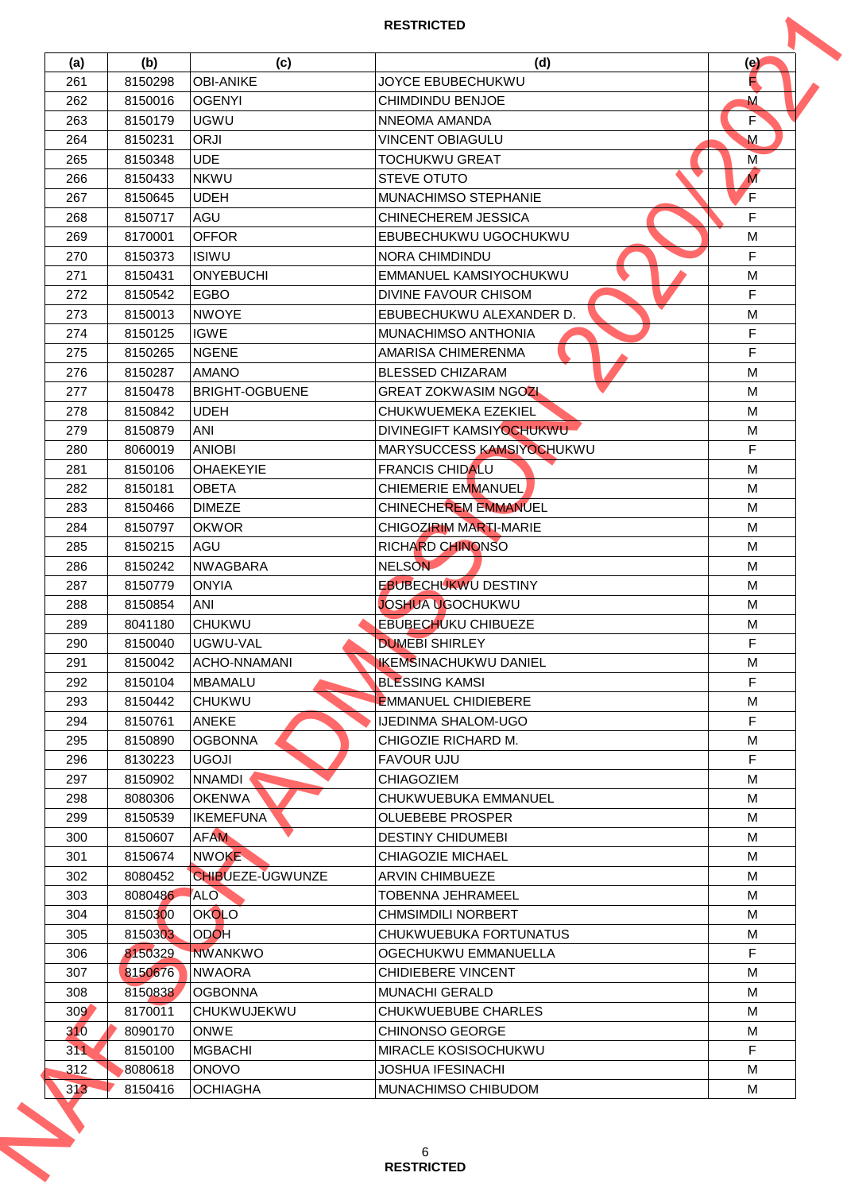| (a) | (b) | (c) | (d) | (e) |
|---|---|---|---|---|
| 261 | 8150298 | OBI-ANIKE | JOYCE EBUBECHUKWU | F |
| 262 | 8150016 | OGENYI | CHIMDINDU BENJOE | M |
| 263 | 8150179 | UGWU | NNEOMA AMANDA | F |
| 264 | 8150231 | ORJI | VINCENT OBIAGULU | M |
| 265 | 8150348 | UDE | TOCHUKWU GREAT | M |
| 266 | 8150433 | NKWU | STEVE OTUTO | M |
| 267 | 8150645 | UDEH | MUNACHIMSO STEPHANIE | F |
| 268 | 8150717 | AGU | CHINECHEREM JESSICA | F |
| 269 | 8170001 | OFFOR | EBUBECHUKWU UGOCHUKWU | M |
| 270 | 8150373 | ISIWU | NORA CHIMDINDU | F |
| 271 | 8150431 | ONYEBUCHI | EMMANUEL KAMSIYOCHUKWU | M |
| 272 | 8150542 | EGBO | DIVINE FAVOUR CHISOM | F |
| 273 | 8150013 | NWOYE | EBUBECHUKWU ALEXANDER D. | M |
| 274 | 8150125 | IGWE | MUNACHIMSO ANTHONIA | F |
| 275 | 8150265 | NGENE | AMARISA CHIMERENMA | F |
| 276 | 8150287 | AMANO | BLESSED CHIZARAM | M |
| 277 | 8150478 | BRIGHT-OGBUENE | GREAT ZOKWASIM NGOZI | M |
| 278 | 8150842 | UDEH | CHUKWUEMEKA EZEKIEL | M |
| 279 | 8150879 | ANI | DIVINEGIFT KAMSIYOCHUKWU | M |
| 280 | 8060019 | ANIOBI | MARYSUCCESS KAMSIYOCHUKWU | F |
| 281 | 8150106 | OHAEKEYIE | FRANCIS CHIDALU | M |
| 282 | 8150181 | OBETA | CHIEMERIE EMMANUEL | M |
| 283 | 8150466 | DIMEZE | CHINECHEREM EMMANUEL | M |
| 284 | 8150797 | OKWOR | CHIGOZIRIM MARTI-MARIE | M |
| 285 | 8150215 | AGU | RICHARD CHINONSO | M |
| 286 | 8150242 | NWAGBARA | NELSON | M |
| 287 | 8150779 | ONYIA | EBUBECHUKWU DESTINY | M |
| 288 | 8150854 | ANI | JOSHUA UGOCHUKWU | M |
| 289 | 8041180 | CHUKWU | EBUBECHUKU CHIBUEZE | M |
| 290 | 8150040 | UGWU-VAL | DUMEBI SHIRLEY | F |
| 291 | 8150042 | ACHO-NNAMANI | IKEMSINACHUKWU DANIEL | M |
| 292 | 8150104 | MBAMALU | BLESSING KAMSI | F |
| 293 | 8150442 | CHUKWU | EMMANUEL CHIDIEBERE | M |
| 294 | 8150761 | ANEKE | IJEDINMA SHALOM-UGO | F |
| 295 | 8150890 | OGBONNA | CHIGOZIE RICHARD M. | M |
| 296 | 8130223 | UGOJI | FAVOUR UJU | F |
| 297 | 8150902 | NNAMDI | CHIAGOZIEM | M |
| 298 | 8080306 | OKENWA | CHUKWUEBUKA EMMANUEL | M |
| 299 | 8150539 | IKEMEFUNA | OLUEBEBE PROSPER | M |
| 300 | 8150607 | AFAM | DESTINY CHIDUMEBI | M |
| 301 | 8150674 | NWOKE | CHIAGOZIE MICHAEL | M |
| 302 | 8080452 | CHIBUEZE-UGWUNZE | ARVIN CHIMBUEZE | M |
| 303 | 8080486 | ALO | TOBENNA JEHRAMEEL | M |
| 304 | 8150300 | OKOLO | CHMSIMDILI NORBERT | M |
| 305 | 8150303 | ODOH | CHUKWUEBUKA FORTUNATUS | M |
| 306 | 8150329 | NWANKWO | OGECHUKWU EMMANUELLA | F |
| 307 | 8150676 | NWAORA | CHIDIEBERE VINCENT | M |
| 308 | 8150838 | OGBONNA | MUNACHI GERALD | M |
| 309 | 8170011 | CHUKWUJEKWU | CHUKWUEBUBE CHARLES | M |
| 310 | 8090170 | ONWE | CHINONSO GEORGE | M |
| 311 | 8150100 | MGBACHI | MIRACLE KOSISOCHUKWU | F |
| 312 | 8080618 | ONOVO | JOSHUA IFESINACHI | M |
| 313 | 8150416 | OCHIAGHA | MUNACHIMSO CHIBUDOM | M |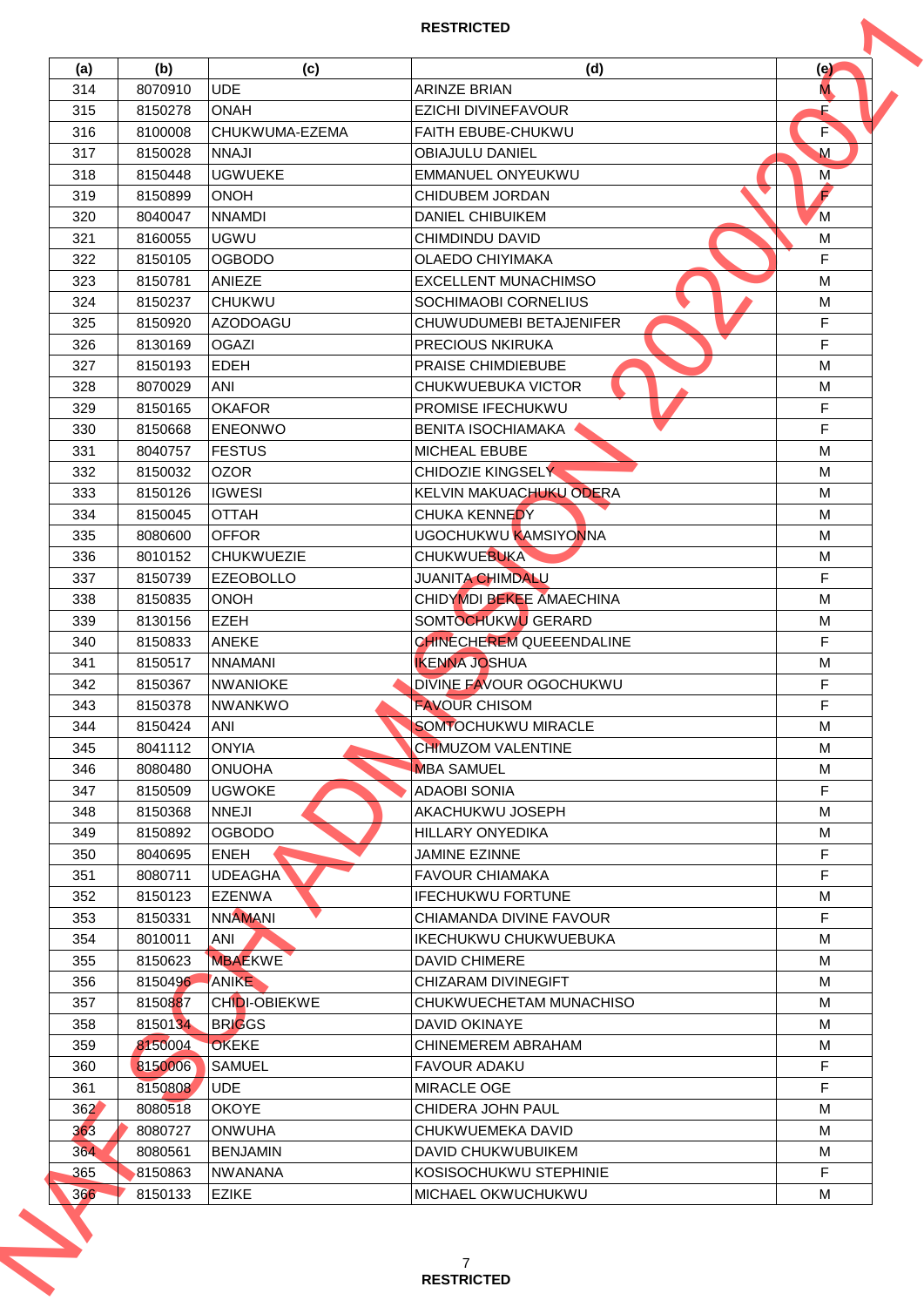| (a) | (b) | (c) | (d) | (e) |
|---|---|---|---|---|
| 314 | 8070910 | UDE | ARINZE BRIAN | M |
| 315 | 8150278 | ONAH | EZICHI DIVINEFAVOUR | F |
| 316 | 8100008 | CHUKWUMA-EZEMA | FAITH EBUBE-CHUKWU | F |
| 317 | 8150028 | NNAJI | OBIAJULU DANIEL | M |
| 318 | 8150448 | UGWUEKE | EMMANUEL ONYEUKWU | M |
| 319 | 8150899 | ONOH | CHIDUBEM JORDAN | F |
| 320 | 8040047 | NNAMDI | DANIEL CHIBUIKEM | M |
| 321 | 8160055 | UGWU | CHIMDINDU DAVID | M |
| 322 | 8150105 | OGBODO | OLAEDO CHIYIMAKA | F |
| 323 | 8150781 | ANIEZE | EXCELLENT MUNACHIMSO | M |
| 324 | 8150237 | CHUKWU | SOCHIMAOBI CORNELIUS | M |
| 325 | 8150920 | AZODOAGU | CHUWUDUMEBI BETAJENIFER | F |
| 326 | 8130169 | OGAZI | PRECIOUS NKIRUKA | F |
| 327 | 8150193 | EDEH | PRAISE CHIMDIEBUBE | M |
| 328 | 8070029 | ANI | CHUKWUEBUKA VICTOR | M |
| 329 | 8150165 | OKAFOR | PROMISE IFECHUKWU | F |
| 330 | 8150668 | ENEONWO | BENITA ISOCHIAMAKA | F |
| 331 | 8040757 | FESTUS | MICHEAL EBUBE | M |
| 332 | 8150032 | OZOR | CHIDOZIE KINGSELY | M |
| 333 | 8150126 | IGWESI | KELVIN MAKUACHUKU ODERA | M |
| 334 | 8150045 | OTTAH | CHUKA KENNEDY | M |
| 335 | 8080600 | OFFOR | UGOCHUKWU KAMSIYONNA | M |
| 336 | 8010152 | CHUKWUEZIE | CHUKWUEBUKA | M |
| 337 | 8150739 | EZEOBOLLO | JUANITA CHIMDALU | F |
| 338 | 8150835 | ONOH | CHIDYMDI BEKEE AMAECHINA | M |
| 339 | 8130156 | EZEH | SOMTOCHUKWU GERARD | M |
| 340 | 8150833 | ANEKE | CHINECHEREM QUEEENDALINE | F |
| 341 | 8150517 | NNAMANI | IKENNA JOSHUA | M |
| 342 | 8150367 | NWANIOKE | DIVINE FAVOUR OGOCHUKWU | F |
| 343 | 8150378 | NWANKWO | FAVOUR CHISOM | F |
| 344 | 8150424 | ANI | SOMTOCHUKWU MIRACLE | M |
| 345 | 8041112 | ONYIA | CHIMUZOM VALENTINE | M |
| 346 | 8080480 | ONUOHA | MBA SAMUEL | M |
| 347 | 8150509 | UGWOKE | ADAOBI SONIA | F |
| 348 | 8150368 | NNEJI | AKACHUKWU JOSEPH | M |
| 349 | 8150892 | OGBODO | HILLARY ONYEDIKA | M |
| 350 | 8040695 | ENEH | JAMINE EZINNE | F |
| 351 | 8080711 | UDEAGHA | FAVOUR CHIAMAKA | F |
| 352 | 8150123 | EZENWA | IFECHUKWU FORTUNE | M |
| 353 | 8150331 | NNAMANI | CHIAMANDA DIVINE FAVOUR | F |
| 354 | 8010011 | ANI | IKECHUKWU CHUKWUEBUKA | M |
| 355 | 8150623 | MBAEKWE | DAVID CHIMERE | M |
| 356 | 8150496 | ANIKE | CHIZARAM DIVINEGIFT | M |
| 357 | 8150887 | CHIDI-OBIEKWE | CHUKWUECHETAM MUNACHISO | M |
| 358 | 8150134 | BRIGGS | DAVID OKINAYE | M |
| 359 | 8150004 | OKEKE | CHINEMEREM ABRAHAM | M |
| 360 | 8150006 | SAMUEL | FAVOUR ADAKU | F |
| 361 | 8150808 | UDE | MIRACLE OGE | F |
| 362 | 8080518 | OKOYE | CHIDERA JOHN PAUL | M |
| 363 | 8080727 | ONWUHA | CHUKWUEMEKA DAVID | M |
| 364 | 8080561 | BENJAMIN | DAVID CHUKWUBUIKEM | M |
| 365 | 8150863 | NWANANA | KOSISOCHUKWU STEPHINIE | F |
| 366 | 8150133 | EZIKE | MICHAEL OKWUCHUKWU | M |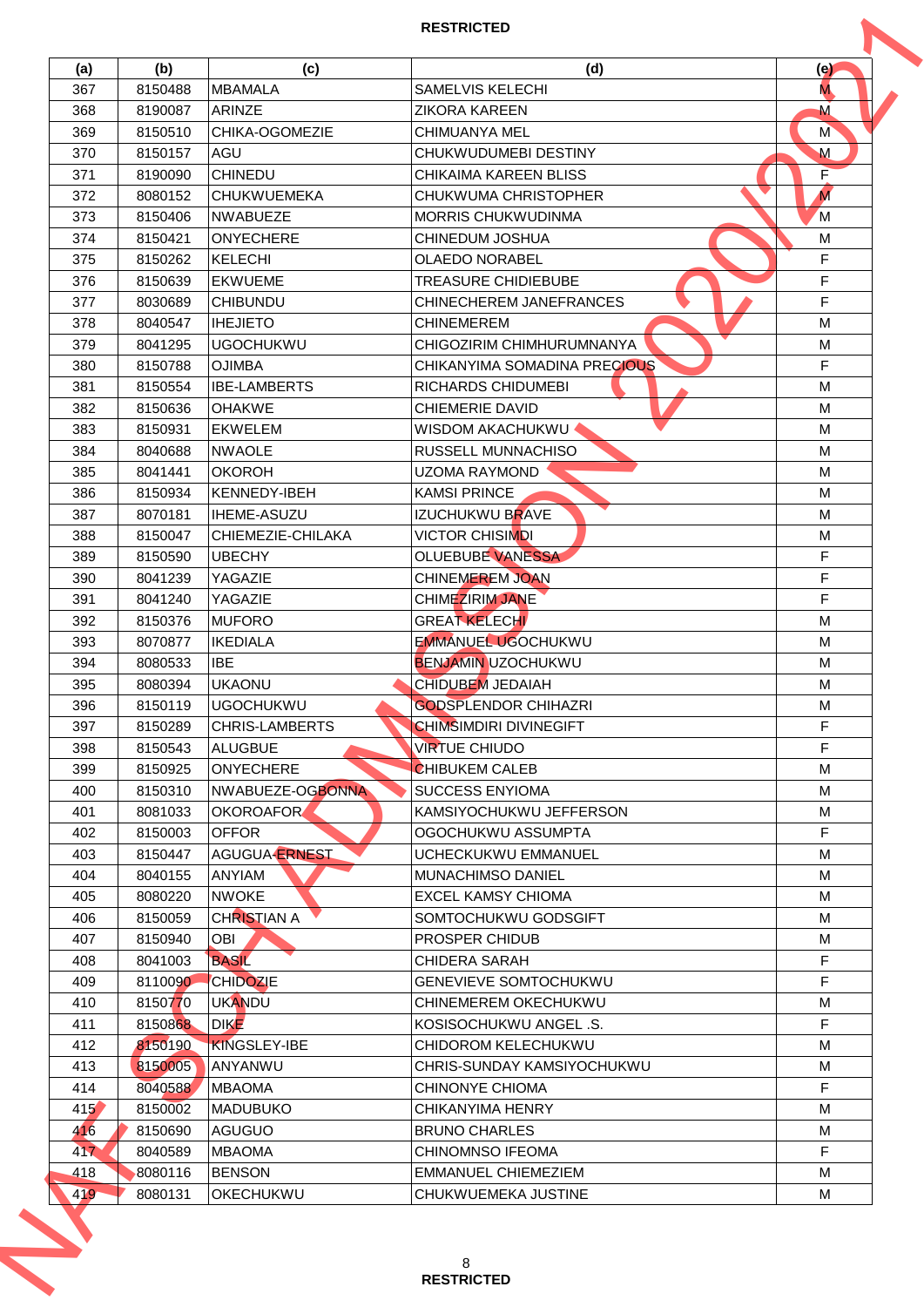| (a) | (b) | (c) | (d) | (e) |
|---|---|---|---|---|
| 367 | 8150488 | MBAMALA | SAMELVIS KELECHI | M |
| 368 | 8190087 | ARINZE | ZIKORA KAREEN | M |
| 369 | 8150510 | CHIKA-OGOMEZIE | CHIMUANYA MEL | M |
| 370 | 8150157 | AGU | CHUKWUDUMEBI DESTINY | M |
| 371 | 8190090 | CHINEDU | CHIKAIMA KAREEN BLISS | F |
| 372 | 8080152 | CHUKWUEMEKA | CHUKWUMA CHRISTOPHER | M |
| 373 | 8150406 | NWABUEZE | MORRIS CHUKWUDINMA | M |
| 374 | 8150421 | ONYECHERE | CHINEDUM JOSHUA | M |
| 375 | 8150262 | KELECHI | OLAEDO NORABEL | F |
| 376 | 8150639 | EKWUEME | TREASURE CHIDIEBUBE | F |
| 377 | 8030689 | CHIBUNDU | CHINECHEREM JANEFRANCES | F |
| 378 | 8040547 | IHEJIETO | CHINEMEREM | M |
| 379 | 8041295 | UGOCHUKWU | CHIGOZIRIM CHIMHURUMNANYA | M |
| 380 | 8150788 | OJIMBA | CHIKANYIMA SOMADINA PRECIOUS | F |
| 381 | 8150554 | IBE-LAMBERTS | RICHARDS CHIDUMEBI | M |
| 382 | 8150636 | OHAKWE | CHIEMERIE DAVID | M |
| 383 | 8150931 | EKWELEM | WISDOM AKACHUKWU | M |
| 384 | 8040688 | NWAOLE | RUSSELL MUNNACHISO | M |
| 385 | 8041441 | OKOROH | UZOMA RAYMOND | M |
| 386 | 8150934 | KENNEDY-IBEH | KAMSI PRINCE | M |
| 387 | 8070181 | IHEME-ASUZU | IZUCHUKWU BRAVE | M |
| 388 | 8150047 | CHIEMEZIE-CHILAKA | VICTOR CHISIMDI | M |
| 389 | 8150590 | UBECHY | OLUEBUBE VANESSA | F |
| 390 | 8041239 | YAGAZIE | CHINEMEREM JOAN | F |
| 391 | 8041240 | YAGAZIE | CHIMEZIRIM JANE | F |
| 392 | 8150376 | MUFORO | GREAT KELECHI | M |
| 393 | 8070877 | IKEDIALA | EMMANUEL UGOCHUKWU | M |
| 394 | 8080533 | IBE | BENJAMIN UZOCHUKWU | M |
| 395 | 8080394 | UKAONU | CHIDUBEM JEDAIAH | M |
| 396 | 8150119 | UGOCHUKWU | GODSPLENDOR CHIHAZRI | M |
| 397 | 8150289 | CHRIS-LAMBERTS | CHIMSIMDIRI DIVINEGIFT | F |
| 398 | 8150543 | ALUGBUE | VIRTUE CHIUDO | F |
| 399 | 8150925 | ONYECHERE | CHIBUKEM CALEB | M |
| 400 | 8150310 | NWABUEZE-OGBONNA | SUCCESS ENYIOMA | M |
| 401 | 8081033 | OKOROAFOR | KAMSIYOCHUKWU JEFFERSON | M |
| 402 | 8150003 | OFFOR | OGOCHUKWU ASSUMPTA | F |
| 403 | 8150447 | AGUGUA-ERNEST | UCHECKUKWU EMMANUEL | M |
| 404 | 8040155 | ANYIAM | MUNACHIMSO DANIEL | M |
| 405 | 8080220 | NWOKE | EXCEL KAMSY CHIOMA | M |
| 406 | 8150059 | CHRISTIAN A | SOMTOCHUKWU GODSGIFT | M |
| 407 | 8150940 | OBI | PROSPER CHIDUB | M |
| 408 | 8041003 | BASIL | CHIDERA SARAH | F |
| 409 | 8110090 | CHIDOZIE | GENEVIEVE SOMTOCHUKWU | F |
| 410 | 8150770 | UKANDU | CHINEMEREM OKECHUKWU | M |
| 411 | 8150868 | DIKE | KOSISOCHUKWU ANGEL .S. | F |
| 412 | 8150190 | KINGSLEY-IBE | CHIDOROM KELECHUKWU | M |
| 413 | 8150005 | ANYANWU | CHRIS-SUNDAY KAMSIYOCHUKWU | M |
| 414 | 8040588 | MBAOMA | CHINONYE CHIOMA | F |
| 415 | 8150002 | MADUBUKO | CHIKANYIMA HENRY | M |
| 416 | 8150690 | AGUGUO | BRUNO CHARLES | M |
| 417 | 8040589 | MBAOMA | CHINOMNSO IFEOMA | F |
| 418 | 8080116 | BENSON | EMMANUEL CHIEMEZIEM | M |
| 419 | 8080131 | OKECHUKWU | CHUKWUEMEKA JUSTINE | M |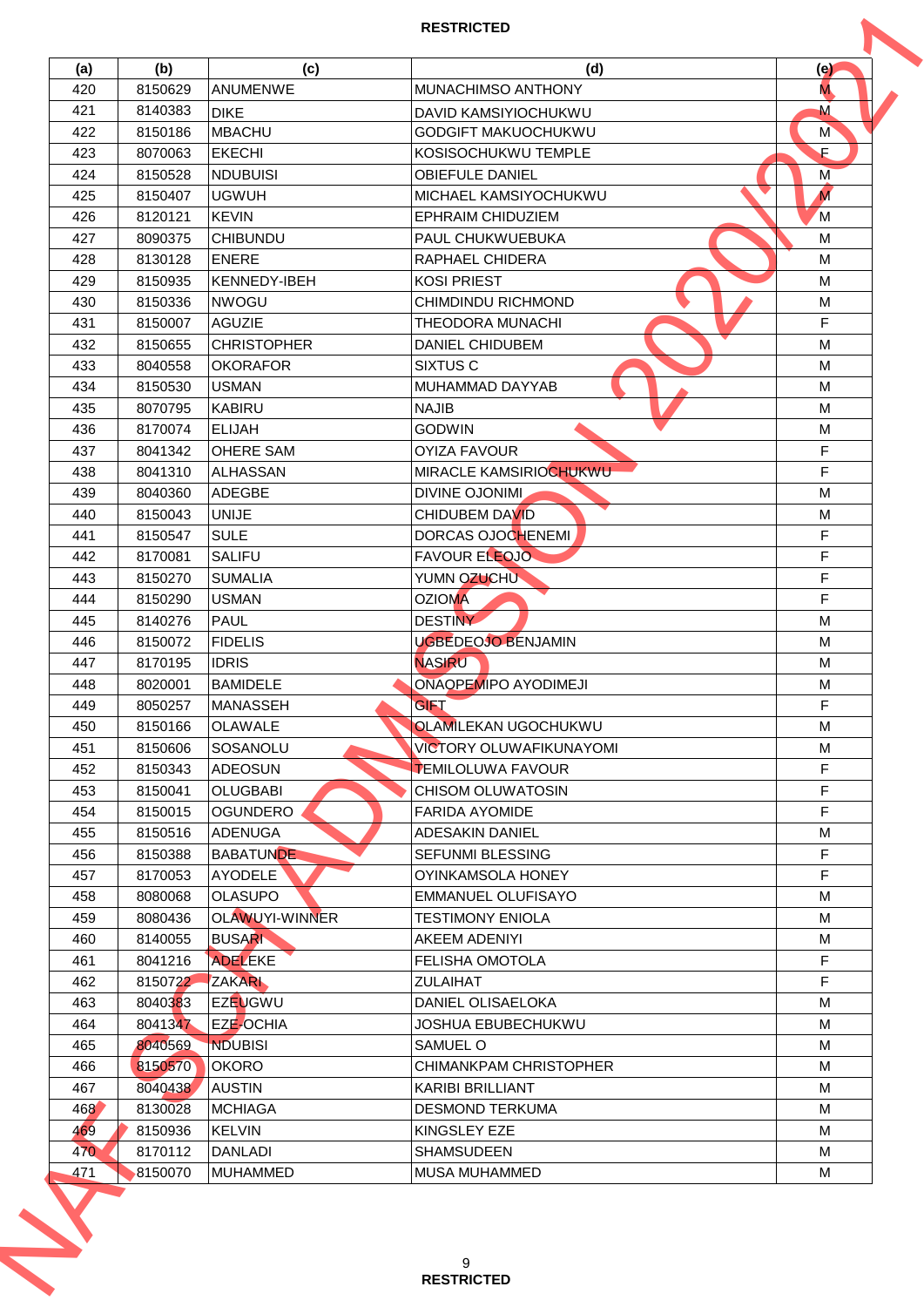| (a) | (b) | (c) | (d) | (e) |
|---|---|---|---|---|
| 420 | 8150629 | ANUMENWE | MUNACHIMSO ANTHONY | M |
| 421 | 8140383 | DIKE | DAVID KAMSIYIOCHUKWU | M |
| 422 | 8150186 | MBACHU | GODGIFT MAKUOCHUKWU | M |
| 423 | 8070063 | EKECHI | KOSISOCHUKWU TEMPLE | F |
| 424 | 8150528 | NDUBUISI | OBIEFULE DANIEL | M |
| 425 | 8150407 | UGWUH | MICHAEL KAMSIYOCHUKWU | M |
| 426 | 8120121 | KEVIN | EPHRAIM CHIDUZIEM | M |
| 427 | 8090375 | CHIBUNDU | PAUL CHUKWUEBUKA | M |
| 428 | 8130128 | ENERE | RAPHAEL CHIDERA | M |
| 429 | 8150935 | KENNEDY-IBEH | KOSI PRIEST | M |
| 430 | 8150336 | NWOGU | CHIMDINDU RICHMOND | M |
| 431 | 8150007 | AGUZIE | THEODORA MUNACHI | F |
| 432 | 8150655 | CHRISTOPHER | DANIEL CHIDUBEM | M |
| 433 | 8040558 | OKORAFOR | SIXTUS C | M |
| 434 | 8150530 | USMAN | MUHAMMAD DAYYAB | M |
| 435 | 8070795 | KABIRU | NAJIB | M |
| 436 | 8170074 | ELIJAH | GODWIN | M |
| 437 | 8041342 | OHERE SAM | OYIZA FAVOUR | F |
| 438 | 8041310 | ALHASSAN | MIRACLE KAMSIRIOCHUKWU | F |
| 439 | 8040360 | ADEGBE | DIVINE OJONIMI | M |
| 440 | 8150043 | UNIJE | CHIDUBEM DAVID | M |
| 441 | 8150547 | SULE | DORCAS OJOCHENEMI | F |
| 442 | 8170081 | SALIFU | FAVOUR ELEOJO | F |
| 443 | 8150270 | SUMALIA | YUMN OZUCHU | F |
| 444 | 8150290 | USMAN | OZIOMA | F |
| 445 | 8140276 | PAUL | DESTINY | M |
| 446 | 8150072 | FIDELIS | UGBEDEOJO BENJAMIN | M |
| 447 | 8170195 | IDRIS | NASIRU | M |
| 448 | 8020001 | BAMIDELE | ONAOPEMIPO AYODIMEJI | M |
| 449 | 8050257 | MANASSEH | GIFT | F |
| 450 | 8150166 | OLAWALE | OLAMILEKAN UGOCHUKWU | M |
| 451 | 8150606 | SOSANOLU | VICTORY OLUWAFIKUNAYOMI | M |
| 452 | 8150343 | ADEOSUN | TEMILOLUWA FAVOUR | F |
| 453 | 8150041 | OLUGBABI | CHISOM OLUWATOSIN | F |
| 454 | 8150015 | OGUNDERO | FARIDA AYOMIDE | F |
| 455 | 8150516 | ADENUGA | ADESAKIN DANIEL | M |
| 456 | 8150388 | BABATUNDE | SEFUNMI BLESSING | F |
| 457 | 8170053 | AYODELE | OYINKAMSOLA HONEY | F |
| 458 | 8080068 | OLASUPO | EMMANUEL OLUFISAYO | M |
| 459 | 8080436 | OLAWUYI-WINNER | TESTIMONY ENIOLA | M |
| 460 | 8140055 | BUSARI | AKEEM ADENIYI | M |
| 461 | 8041216 | ADELEKE | FELISHA OMOTOLA | F |
| 462 | 8150722 | ZAKARI | ZULAIHAT | F |
| 463 | 8040383 | EZEUGWU | DANIEL OLISAELOKA | M |
| 464 | 8041347 | EZE-OCHIA | JOSHUA EBUBECHUKWU | M |
| 465 | 8040569 | NDUBISI | SAMUEL O | M |
| 466 | 8150570 | OKORO | CHIMANKPAM CHRISTOPHER | M |
| 467 | 8040438 | AUSTIN | KARIBI BRILLIANT | M |
| 468 | 8130028 | MCHIAGA | DESMOND TERKUMA | M |
| 469 | 8150936 | KELVIN | KINGSLEY EZE | M |
| 470 | 8170112 | DANLADI | SHAMSUDEEN | M |
| 471 | 8150070 | MUHAMMED | MUSA MUHAMMED | M |